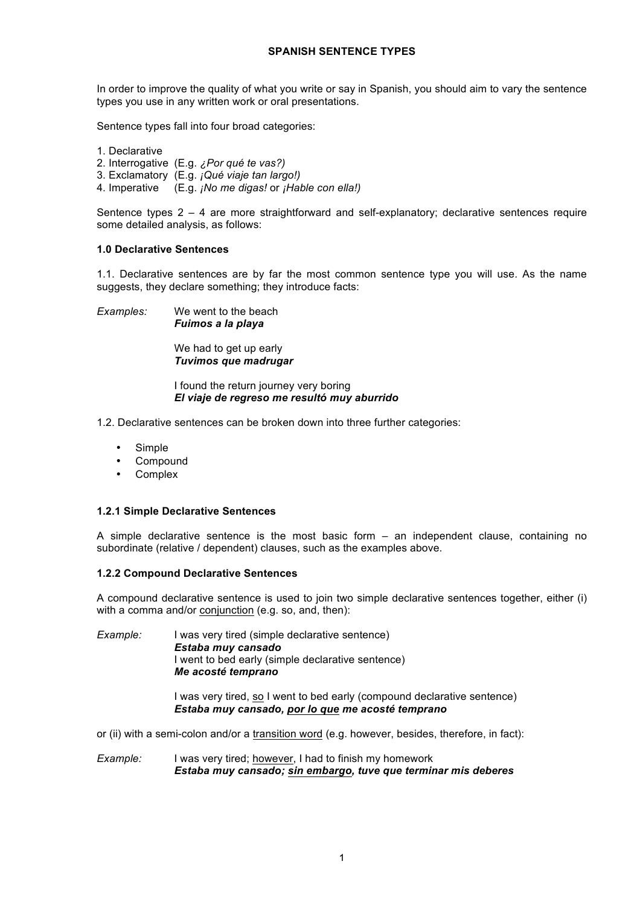# SPANISH SENTENCE TYPES

In order to improve the quality of what you write or say in Spanish, you should aim to vary the sentence types you use in any written work or oral presentations.

Sentence types fall into four broad categories:

1. Declarative
2. Interrogative (E.g. *¿Por qué te vas?)*
3. Exclamatory (E.g. *¡Qué viaje tan largo!)*
4. Imperative (E.g. *¡No me digas!* or *¡Hable con ella!)*

Sentence types 2 – 4 are more straightforward and self-explanatory; declarative sentences require some detailed analysis, as follows:

### 1.0 Declarative Sentences

1.1. Declarative sentences are by far the most common sentence type you will use. As the name suggests, they declare something; they introduce facts:

*Examples:*

We went to the beach
***Fuimos a la playa***

We had to get up early
***Tuvimos que madrugar***

I found the return journey very boring
***El viaje de regreso me resultó muy aburrido***

1.2. Declarative sentences can be broken down into three further categories:

- Simple
- Compound
- Complex

#### 1.2.1 Simple Declarative Sentences

A simple declarative sentence is the most basic form – an independent clause, containing no subordinate (relative / dependent) clauses, such as the examples above.

#### 1.2.2 Compound Declarative Sentences

A compound declarative sentence is used to join two simple declarative sentences together, either (i) with a comma and/or <u>conjunction</u> (e.g. so, and, then):

*Example:*

I was very tired (simple declarative sentence)
***Estaba muy cansado***
I went to bed early (simple declarative sentence)
***Me acosté temprano***

I was very tired, <u>so</u> I went to bed early (compound declarative sentence)
***Estaba muy cansado, <u>por lo que</u> me acosté temprano***

or (ii) with a semi-colon and/or a <u>transition word</u> (e.g. however, besides, therefore, in fact):

*Example:*

I was very tired; <u>however</u>, I had to finish my homework
***Estaba muy cansado; <u>sin embargo</u>, tuve que terminar mis deberes***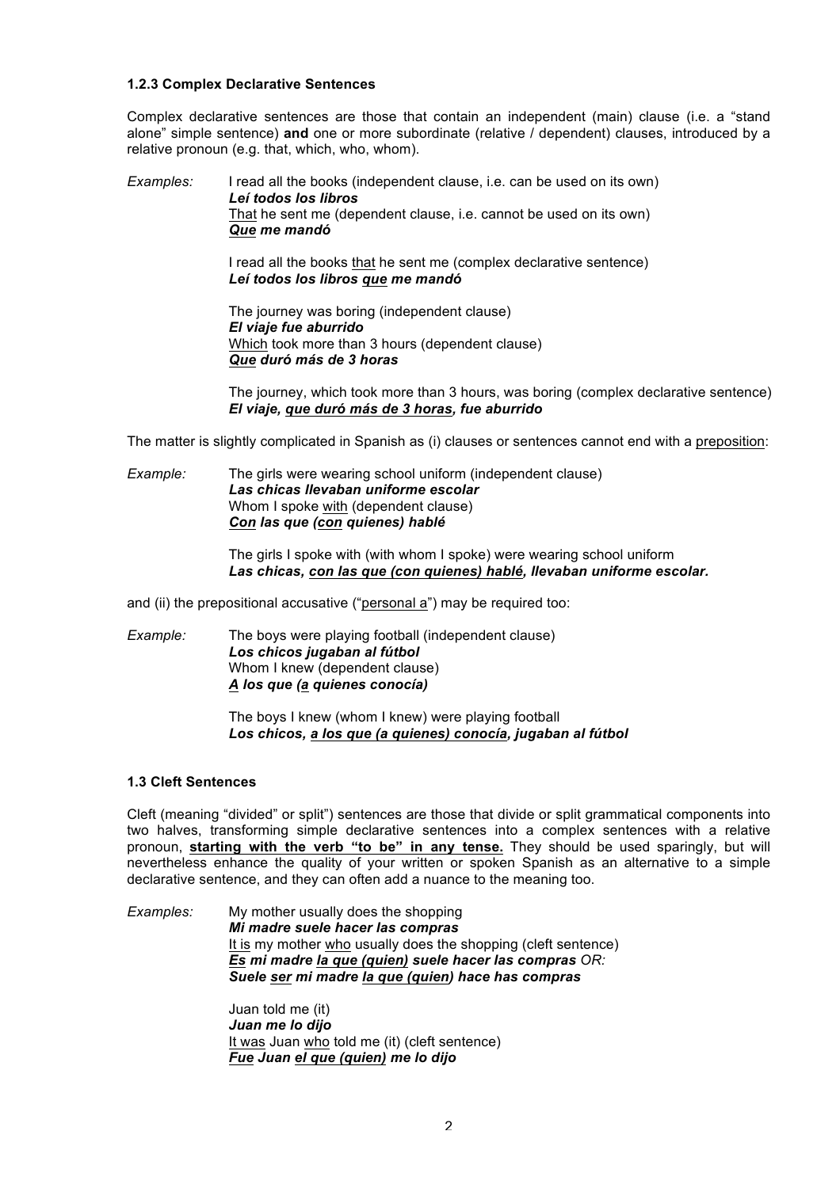### 1.2.3 Complex Declarative Sentences

Complex declarative sentences are those that contain an independent (main) clause (i.e. a "stand alone" simple sentence) **and** one or more subordinate (relative / dependent) clauses, introduced by a relative pronoun (e.g. that, which, who, whom).

*Examples:*

I read all the books (independent clause, i.e. can be used on its own)
***Leí todos los libros***
<u>That</u> he sent me (dependent clause, i.e. cannot be used on its own)
***<u>Que</u> me mandó***

I read all the books <u>that</u> he sent me (complex declarative sentence)
***Leí todos los libros <u>que</u> me mandó***

The journey was boring (independent clause)
***El viaje fue aburrido***
<u>Which</u> took more than 3 hours (dependent clause)
***<u>Que</u> duró más de 3 horas***

The journey, which took more than 3 hours, was boring (complex declarative sentence)
***El viaje, <u>que duró más de 3 horas</u>, fue aburrido***

The matter is slightly complicated in Spanish as (i) clauses or sentences cannot end with a <u>preposition</u>:

*Example:*

The girls were wearing school uniform (independent clause)
***Las chicas llevaban uniforme escolar***
Whom I spoke <u>with</u> (dependent clause)
***<u>Con</u> las que (<u>con</u> quienes) hablé***

The girls I spoke with (with whom I spoke) were wearing school uniform
***Las chicas, <u>con las que (con quienes) hablé</u>, llevaban uniforme escolar.***

and (ii) the prepositional accusative ("<u>personal a</u>") may be required too:

*Example:*

The boys were playing football (independent clause)
***Los chicos jugaban al fútbol***
Whom I knew (dependent clause)
***<u>A</u> los que (<u>a</u> quienes conocía)***

The boys I knew (whom I knew) were playing football
***Los chicos, <u>a los que (a quienes) conocía</u>, jugaban al fútbol***

### 1.3 Cleft Sentences

Cleft (meaning "divided" or split") sentences are those that divide or split grammatical components into two halves, transforming simple declarative sentences into a complex sentences with a relative pronoun, **<u>starting with the verb "to be" in any tense.</u>** They should be used sparingly, but will nevertheless enhance the quality of your written or spoken Spanish as an alternative to a simple declarative sentence, and they can often add a nuance to the meaning too.

*Examples:*

My mother usually does the shopping
***Mi madre suele hacer las compras***
<u>It is</u> my mother <u>who</u> usually does the shopping (cleft sentence)
***<u>Es</u> mi madre <u>la que (quien)</u> suele hacer las compras*** *OR:*
***Suele <u>ser</u> mi madre <u>la que (quien)</u> hace has compras***

Juan told me (it)
***Juan me lo dijo***
<u>It was</u> Juan <u>who</u> told me (it) (cleft sentence)
***<u>Fue</u> Juan <u>el que (quien)</u> me lo dijo***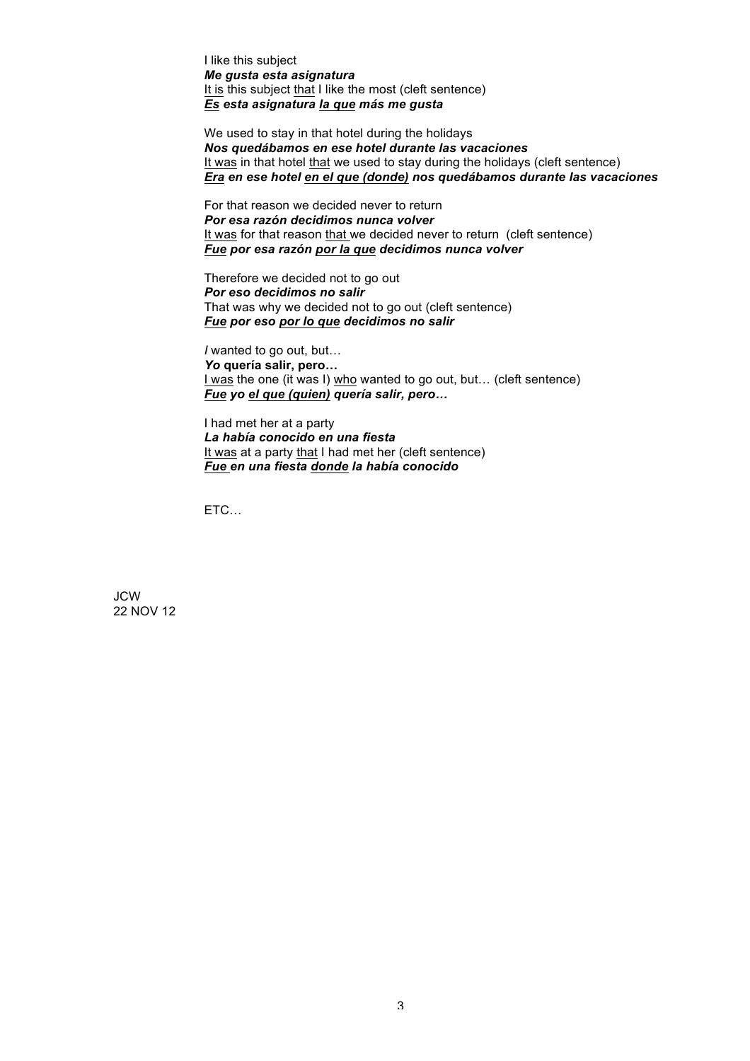I like this subject
***Me gusta esta asignatura***
It is this subject that I like the most (cleft sentence)
***Es esta asignatura la que más me gusta***

We used to stay in that hotel during the holidays
***Nos quedábamos en ese hotel durante las vacaciones***
It was in that hotel that we used to stay during the holidays (cleft sentence)
***Era en ese hotel en el que (donde) nos quedábamos durante las vacaciones***

For that reason we decided never to return
***Por esa razón decidimos nunca volver***
It was for that reason that we decided never to return (cleft sentence)
***Fue por esa razón por la que decidimos nunca volver***

Therefore we decided not to go out
***Por eso decidimos no salir***
That was why we decided not to go out (cleft sentence)
***Fue por eso por lo que decidimos no salir***

*I* wanted to go out, but…
***Yo* querí­a salir, pero…**
I was the one (it was I) who wanted to go out, but… (cleft sentence)
***Fue yo el que (quien) quería salir, pero…***

I had met her at a party
***La había conocido en una fiesta***
It was at a party that I had met her (cleft sentence)
***Fue en una fiesta donde la había conocido***

ETC…

JCW
22 NOV 12